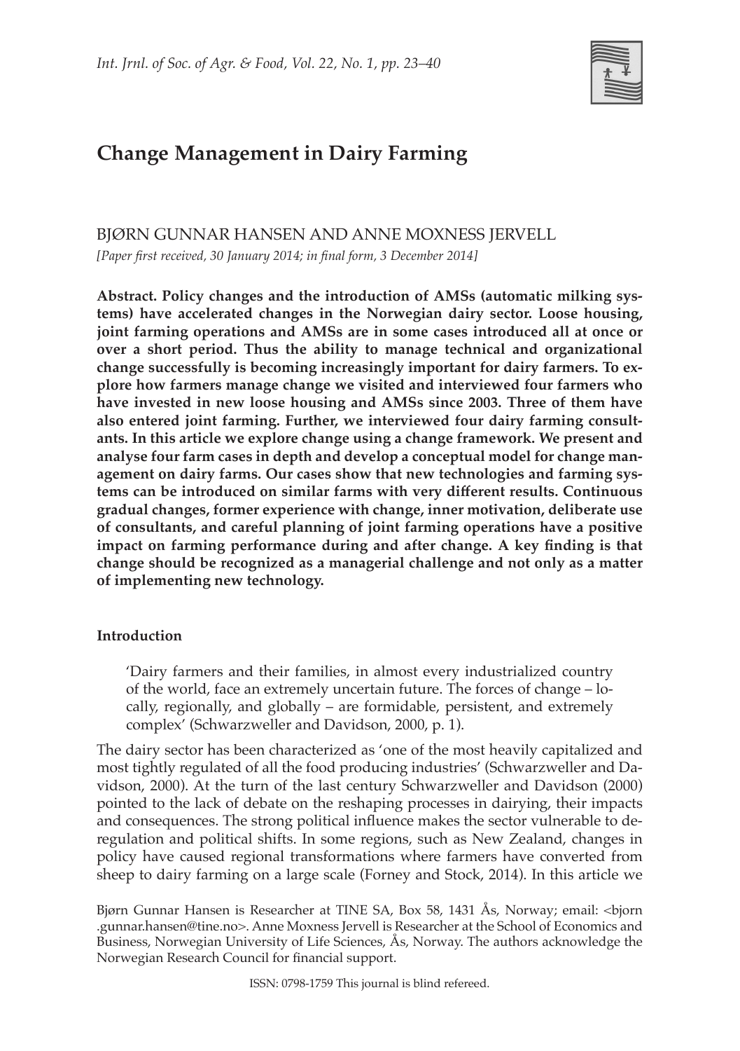# Change Management in Dairy Farming

BJØRN GUNNAR HANSEN AND ANNE MOXNESS JERVELL

*[Paper first received, 30 January 2014; in final form, 3 December 2014]*

**Abstract. Policy changes and the introduction of AMSs (automatic milking systems) have accelerated changes in the Norwegian dairy sector. Loose housing, joint farming operations and AMSs are in some cases introduced all at once or over a short period. Thus the ability to manage technical and organizational change successfully is becoming increasingly important for dairy farmers. To explore how farmers manage change we visited and interviewed four farmers who have invested in new loose housing and AMSs since 2003. Three of them have also entered joint farming. Further, we interviewed four dairy farming consultants. In this article we explore change using a change framework. We present and analyse four farm cases in depth and develop a conceptual model for change management on dairy farms. Our cases show that new technologies and farming systems can be introduced on similar farms with very different results. Continuous gradual changes, former experience with change, inner motivation, deliberate use of consultants, and careful planning of joint farming operations have a positive impact on farming performance during and after change. A key finding is that change should be recognized as a managerial challenge and not only as a matter of implementing new technology.**

## Introduction

> 'Dairy farmers and their families, in almost every industrialized country of the world, face an extremely uncertain future. The forces of change – locally, regionally, and globally – are formidable, persistent, and extremely complex' (Schwarzweller and Davidson, 2000, p. 1).

The dairy sector has been characterized as 'one of the most heavily capitalized and most tightly regulated of all the food producing industries' (Schwarzweller and Davidson, 2000). At the turn of the last century Schwarzweller and Davidson (2000) pointed to the lack of debate on the reshaping processes in dairying, their impacts and consequences. The strong political influence makes the sector vulnerable to deregulation and political shifts. In some regions, such as New Zealand, changes in policy have caused regional transformations where farmers have converted from sheep to dairy farming on a large scale (Forney and Stock, 2014). In this article we

Bjørn Gunnar Hansen is Researcher at TINE SA, Box 58, 1431 Ås, Norway; email: <bjorn.gunnar.hansen@tine.no>. Anne Moxness Jervell is Researcher at the School of Economics and Business, Norwegian University of Life Sciences, Ås, Norway. The authors acknowledge the Norwegian Research Council for financial support.

ISSN: 0798-1759 This journal is blind refereed.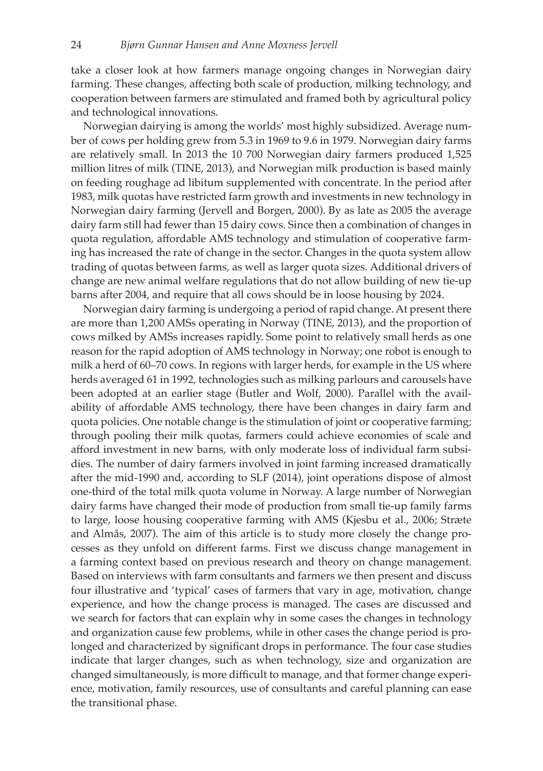take a closer look at how farmers manage ongoing changes in Norwegian dairy farming. These changes, affecting both scale of production, milking technology, and cooperation between farmers are stimulated and framed both by agricultural policy and technological innovations.

Norwegian dairying is among the worlds' most highly subsidized. Average number of cows per holding grew from 5.3 in 1969 to 9.6 in 1979. Norwegian dairy farms are relatively small. In 2013 the 10 700 Norwegian dairy farmers produced 1,525 million litres of milk (TINE, 2013), and Norwegian milk production is based mainly on feeding roughage ad libitum supplemented with concentrate. In the period after 1983, milk quotas have restricted farm growth and investments in new technology in Norwegian dairy farming (Jervell and Borgen, 2000). By as late as 2005 the average dairy farm still had fewer than 15 dairy cows. Since then a combination of changes in quota regulation, affordable AMS technology and stimulation of cooperative farming has increased the rate of change in the sector. Changes in the quota system allow trading of quotas between farms, as well as larger quota sizes. Additional drivers of change are new animal welfare regulations that do not allow building of new tie-up barns after 2004, and require that all cows should be in loose housing by 2024.

Norwegian dairy farming is undergoing a period of rapid change. At present there are more than 1,200 AMSs operating in Norway (TINE, 2013), and the proportion of cows milked by AMSs increases rapidly. Some point to relatively small herds as one reason for the rapid adoption of AMS technology in Norway; one robot is enough to milk a herd of 60–70 cows. In regions with larger herds, for example in the US where herds averaged 61 in 1992, technologies such as milking parlours and carousels have been adopted at an earlier stage (Butler and Wolf, 2000). Parallel with the availability of affordable AMS technology, there have been changes in dairy farm and quota policies. One notable change is the stimulation of joint or cooperative farming; through pooling their milk quotas, farmers could achieve economies of scale and afford investment in new barns, with only moderate loss of individual farm subsidies. The number of dairy farmers involved in joint farming increased dramatically after the mid-1990 and, according to SLF (2014), joint operations dispose of almost one-third of the total milk quota volume in Norway. A large number of Norwegian dairy farms have changed their mode of production from small tie-up family farms to large, loose housing cooperative farming with AMS (Kjesbu et al., 2006; Stræte and Almås, 2007). The aim of this article is to study more closely the change processes as they unfold on different farms. First we discuss change management in a farming context based on previous research and theory on change management. Based on interviews with farm consultants and farmers we then present and discuss four illustrative and 'typical' cases of farmers that vary in age, motivation, change experience, and how the change process is managed. The cases are discussed and we search for factors that can explain why in some cases the changes in technology and organization cause few problems, while in other cases the change period is prolonged and characterized by significant drops in performance. The four case studies indicate that larger changes, such as when technology, size and organization are changed simultaneously, is more difficult to manage, and that former change experience, motivation, family resources, use of consultants and careful planning can ease the transitional phase.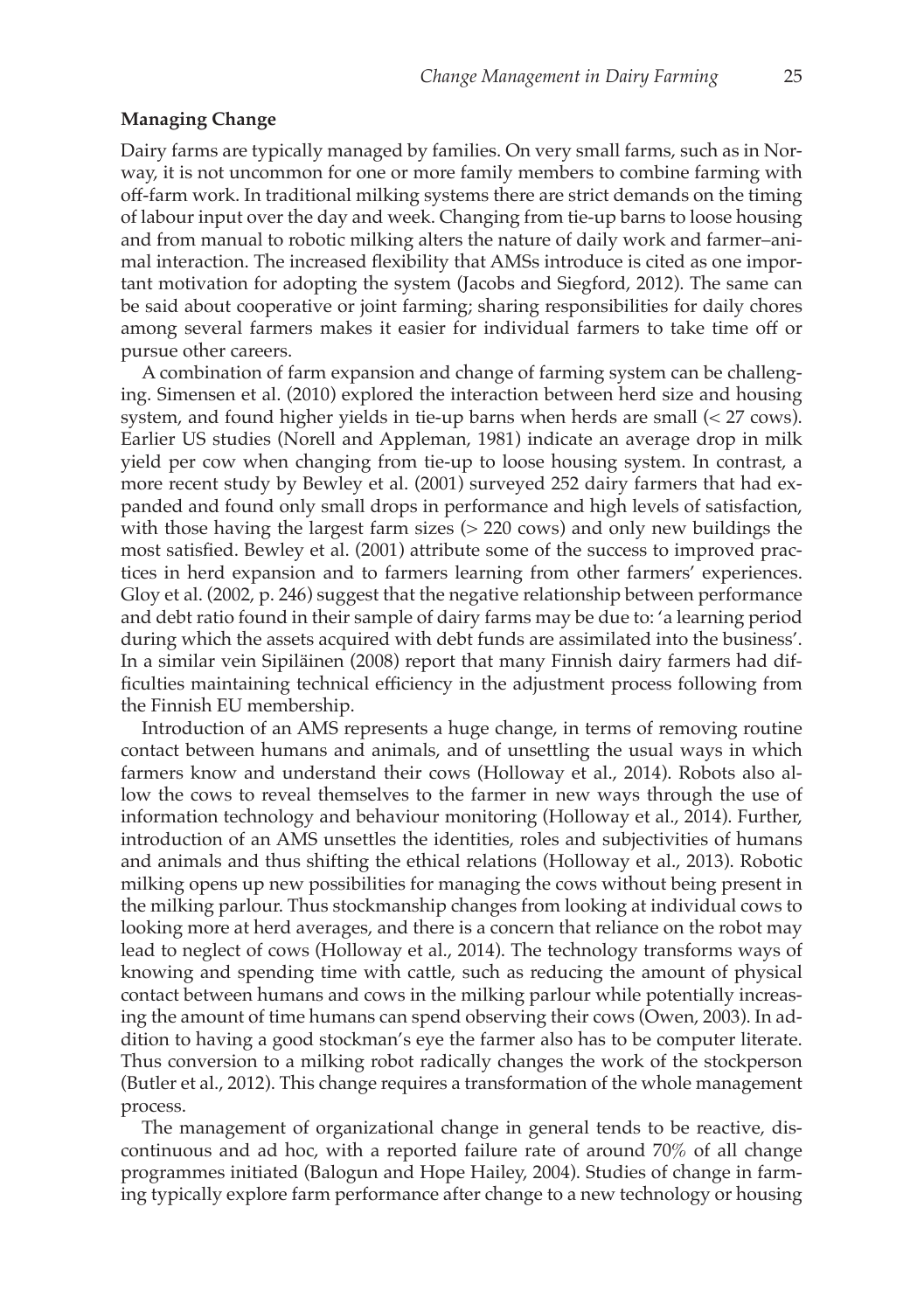## Managing Change

Dairy farms are typically managed by families. On very small farms, such as in Norway, it is not uncommon for one or more family members to combine farming with off-farm work. In traditional milking systems there are strict demands on the timing of labour input over the day and week. Changing from tie-up barns to loose housing and from manual to robotic milking alters the nature of daily work and farmer–animal interaction. The increased flexibility that AMSs introduce is cited as one important motivation for adopting the system (Jacobs and Siegford, 2012). The same can be said about cooperative or joint farming; sharing responsibilities for daily chores among several farmers makes it easier for individual farmers to take time off or pursue other careers.

A combination of farm expansion and change of farming system can be challenging. Simensen et al. (2010) explored the interaction between herd size and housing system, and found higher yields in tie-up barns when herds are small (< 27 cows). Earlier US studies (Norell and Appleman, 1981) indicate an average drop in milk yield per cow when changing from tie-up to loose housing system. In contrast, a more recent study by Bewley et al. (2001) surveyed 252 dairy farmers that had expanded and found only small drops in performance and high levels of satisfaction, with those having the largest farm sizes (> 220 cows) and only new buildings the most satisfied. Bewley et al. (2001) attribute some of the success to improved practices in herd expansion and to farmers learning from other farmers' experiences. Gloy et al. (2002, p. 246) suggest that the negative relationship between performance and debt ratio found in their sample of dairy farms may be due to: 'a learning period during which the assets acquired with debt funds are assimilated into the business'. In a similar vein Sipiläinen (2008) report that many Finnish dairy farmers had difficulties maintaining technical efficiency in the adjustment process following from the Finnish EU membership.

Introduction of an AMS represents a huge change, in terms of removing routine contact between humans and animals, and of unsettling the usual ways in which farmers know and understand their cows (Holloway et al., 2014). Robots also allow the cows to reveal themselves to the farmer in new ways through the use of information technology and behaviour monitoring (Holloway et al., 2014). Further, introduction of an AMS unsettles the identities, roles and subjectivities of humans and animals and thus shifting the ethical relations (Holloway et al., 2013). Robotic milking opens up new possibilities for managing the cows without being present in the milking parlour. Thus stockmanship changes from looking at individual cows to looking more at herd averages, and there is a concern that reliance on the robot may lead to neglect of cows (Holloway et al., 2014). The technology transforms ways of knowing and spending time with cattle, such as reducing the amount of physical contact between humans and cows in the milking parlour while potentially increasing the amount of time humans can spend observing their cows (Owen, 2003). In addition to having a good stockman's eye the farmer also has to be computer literate. Thus conversion to a milking robot radically changes the work of the stockperson (Butler et al., 2012). This change requires a transformation of the whole management process.

The management of organizational change in general tends to be reactive, discontinuous and ad hoc, with a reported failure rate of around 70% of all change programmes initiated (Balogun and Hope Hailey, 2004). Studies of change in farming typically explore farm performance after change to a new technology or housing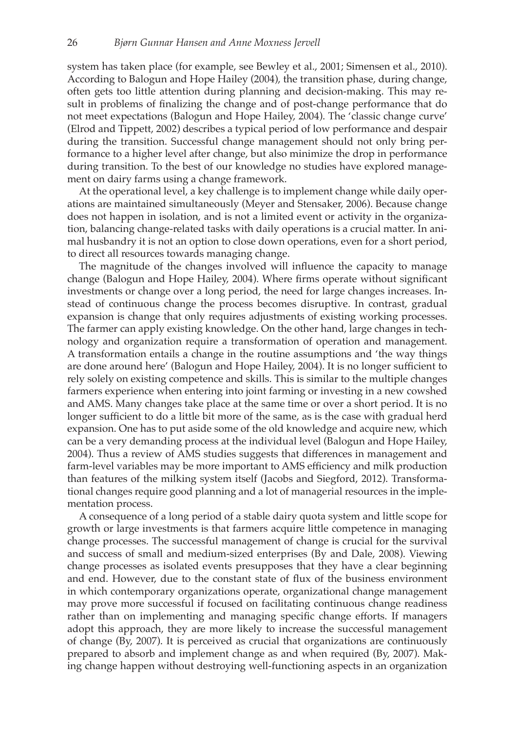system has taken place (for example, see Bewley et al., 2001; Simensen et al., 2010). According to Balogun and Hope Hailey (2004), the transition phase, during change, often gets too little attention during planning and decision-making. This may result in problems of finalizing the change and of post-change performance that do not meet expectations (Balogun and Hope Hailey, 2004). The 'classic change curve' (Elrod and Tippett, 2002) describes a typical period of low performance and despair during the transition. Successful change management should not only bring performance to a higher level after change, but also minimize the drop in performance during transition. To the best of our knowledge no studies have explored management on dairy farms using a change framework.

At the operational level, a key challenge is to implement change while daily operations are maintained simultaneously (Meyer and Stensaker, 2006). Because change does not happen in isolation, and is not a limited event or activity in the organization, balancing change-related tasks with daily operations is a crucial matter. In animal husbandry it is not an option to close down operations, even for a short period, to direct all resources towards managing change.

The magnitude of the changes involved will influence the capacity to manage change (Balogun and Hope Hailey, 2004). Where firms operate without significant investments or change over a long period, the need for large changes increases. Instead of continuous change the process becomes disruptive. In contrast, gradual expansion is change that only requires adjustments of existing working processes. The farmer can apply existing knowledge. On the other hand, large changes in technology and organization require a transformation of operation and management. A transformation entails a change in the routine assumptions and 'the way things are done around here' (Balogun and Hope Hailey, 2004). It is no longer sufficient to rely solely on existing competence and skills. This is similar to the multiple changes farmers experience when entering into joint farming or investing in a new cowshed and AMS. Many changes take place at the same time or over a short period. It is no longer sufficient to do a little bit more of the same, as is the case with gradual herd expansion. One has to put aside some of the old knowledge and acquire new, which can be a very demanding process at the individual level (Balogun and Hope Hailey, 2004). Thus a review of AMS studies suggests that differences in management and farm-level variables may be more important to AMS efficiency and milk production than features of the milking system itself (Jacobs and Siegford, 2012). Transformational changes require good planning and a lot of managerial resources in the implementation process.

A consequence of a long period of a stable dairy quota system and little scope for growth or large investments is that farmers acquire little competence in managing change processes. The successful management of change is crucial for the survival and success of small and medium-sized enterprises (By and Dale, 2008). Viewing change processes as isolated events presupposes that they have a clear beginning and end. However, due to the constant state of flux of the business environment in which contemporary organizations operate, organizational change management may prove more successful if focused on facilitating continuous change readiness rather than on implementing and managing specific change efforts. If managers adopt this approach, they are more likely to increase the successful management of change (By, 2007). It is perceived as crucial that organizations are continuously prepared to absorb and implement change as and when required (By, 2007). Making change happen without destroying well-functioning aspects in an organization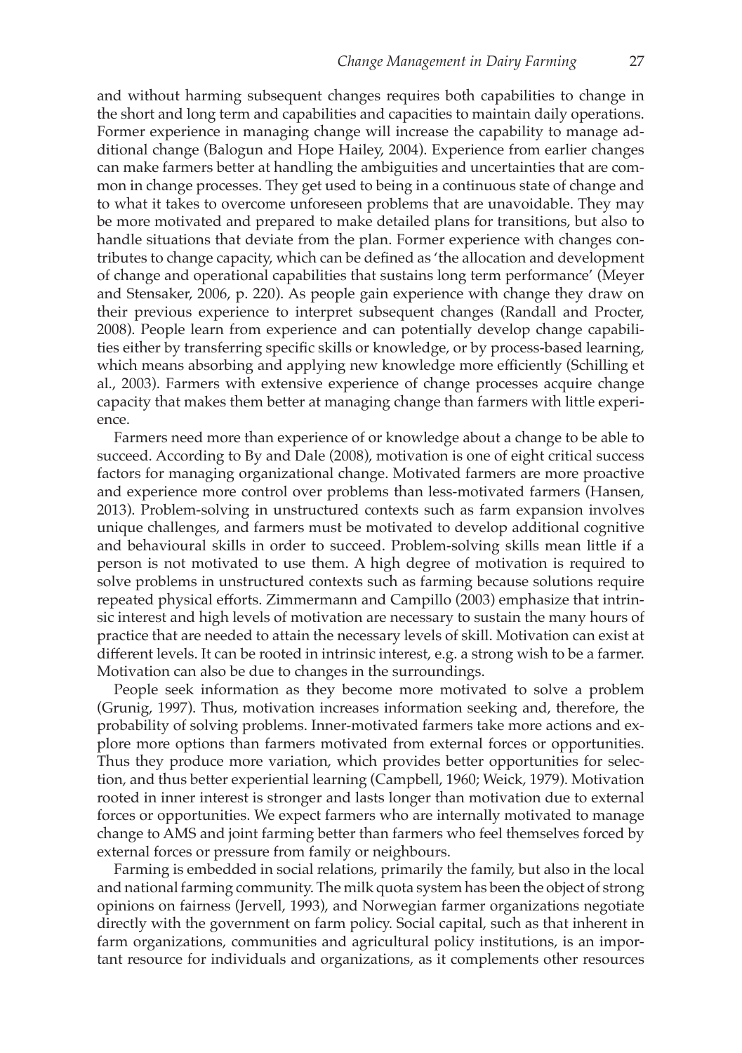and without harming subsequent changes requires both capabilities to change in the short and long term and capabilities and capacities to maintain daily operations. Former experience in managing change will increase the capability to manage additional change (Balogun and Hope Hailey, 2004). Experience from earlier changes can make farmers better at handling the ambiguities and uncertainties that are common in change processes. They get used to being in a continuous state of change and to what it takes to overcome unforeseen problems that are unavoidable. They may be more motivated and prepared to make detailed plans for transitions, but also to handle situations that deviate from the plan. Former experience with changes contributes to change capacity, which can be defined as 'the allocation and development of change and operational capabilities that sustains long term performance' (Meyer and Stensaker, 2006, p. 220). As people gain experience with change they draw on their previous experience to interpret subsequent changes (Randall and Procter, 2008). People learn from experience and can potentially develop change capabilities either by transferring specific skills or knowledge, or by process-based learning, which means absorbing and applying new knowledge more efficiently (Schilling et al., 2003). Farmers with extensive experience of change processes acquire change capacity that makes them better at managing change than farmers with little experience.

Farmers need more than experience of or knowledge about a change to be able to succeed. According to By and Dale (2008), motivation is one of eight critical success factors for managing organizational change. Motivated farmers are more proactive and experience more control over problems than less-motivated farmers (Hansen, 2013). Problem-solving in unstructured contexts such as farm expansion involves unique challenges, and farmers must be motivated to develop additional cognitive and behavioural skills in order to succeed. Problem-solving skills mean little if a person is not motivated to use them. A high degree of motivation is required to solve problems in unstructured contexts such as farming because solutions require repeated physical efforts. Zimmermann and Campillo (2003) emphasize that intrinsic interest and high levels of motivation are necessary to sustain the many hours of practice that are needed to attain the necessary levels of skill. Motivation can exist at different levels. It can be rooted in intrinsic interest, e.g. a strong wish to be a farmer. Motivation can also be due to changes in the surroundings.

People seek information as they become more motivated to solve a problem (Grunig, 1997). Thus, motivation increases information seeking and, therefore, the probability of solving problems. Inner-motivated farmers take more actions and explore more options than farmers motivated from external forces or opportunities. Thus they produce more variation, which provides better opportunities for selection, and thus better experiential learning (Campbell, 1960; Weick, 1979). Motivation rooted in inner interest is stronger and lasts longer than motivation due to external forces or opportunities. We expect farmers who are internally motivated to manage change to AMS and joint farming better than farmers who feel themselves forced by external forces or pressure from family or neighbours.

Farming is embedded in social relations, primarily the family, but also in the local and national farming community. The milk quota system has been the object of strong opinions on fairness (Jervell, 1993), and Norwegian farmer organizations negotiate directly with the government on farm policy. Social capital, such as that inherent in farm organizations, communities and agricultural policy institutions, is an important resource for individuals and organizations, as it complements other resources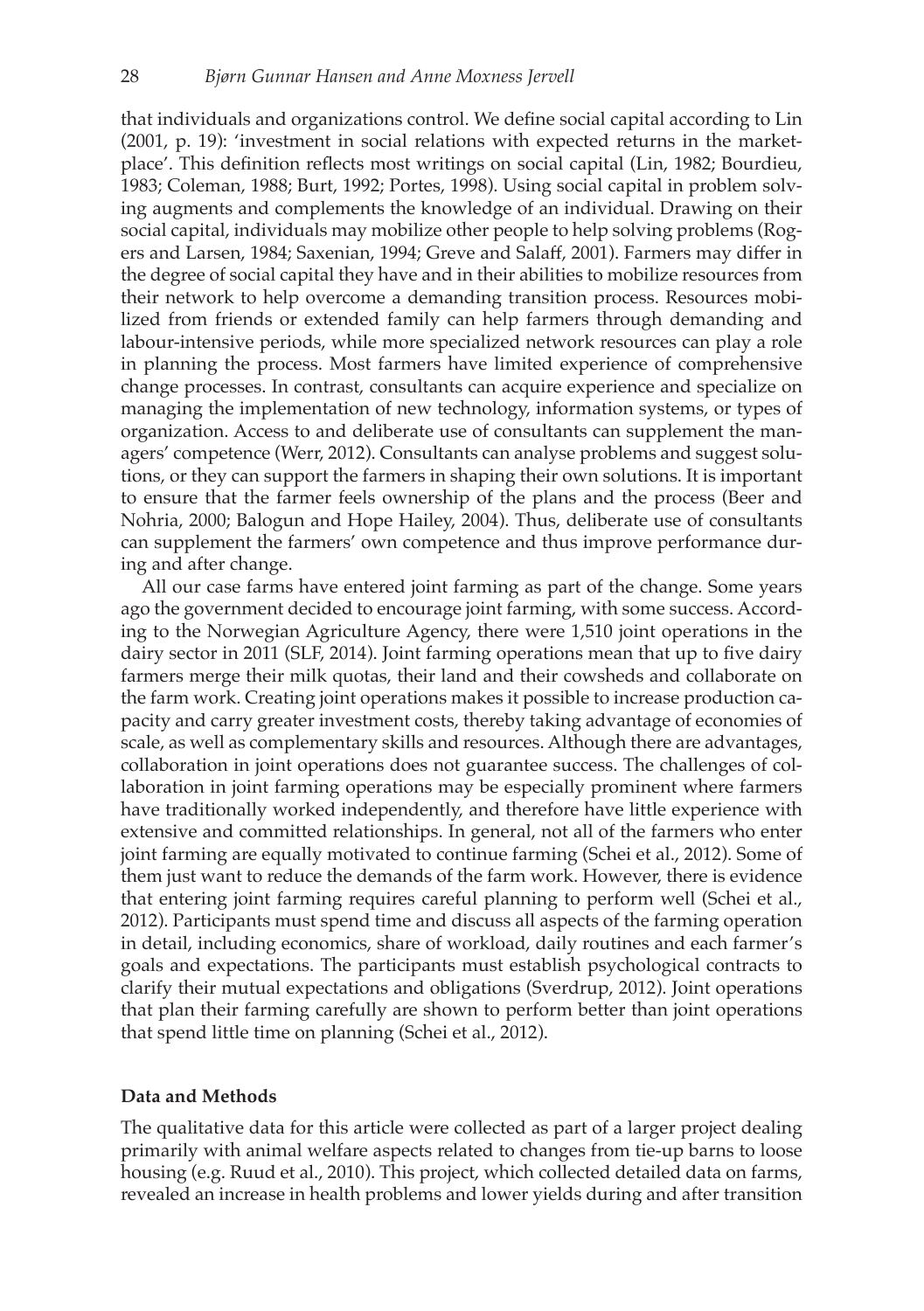that individuals and organizations control. We define social capital according to Lin (2001, p. 19): 'investment in social relations with expected returns in the marketplace'. This definition reflects most writings on social capital (Lin, 1982; Bourdieu, 1983; Coleman, 1988; Burt, 1992; Portes, 1998). Using social capital in problem solving augments and complements the knowledge of an individual. Drawing on their social capital, individuals may mobilize other people to help solving problems (Rogers and Larsen, 1984; Saxenian, 1994; Greve and Salaff, 2001). Farmers may differ in the degree of social capital they have and in their abilities to mobilize resources from their network to help overcome a demanding transition process. Resources mobilized from friends or extended family can help farmers through demanding and labour-intensive periods, while more specialized network resources can play a role in planning the process. Most farmers have limited experience of comprehensive change processes. In contrast, consultants can acquire experience and specialize on managing the implementation of new technology, information systems, or types of organization. Access to and deliberate use of consultants can supplement the managers' competence (Werr, 2012). Consultants can analyse problems and suggest solutions, or they can support the farmers in shaping their own solutions. It is important to ensure that the farmer feels ownership of the plans and the process (Beer and Nohria, 2000; Balogun and Hope Hailey, 2004). Thus, deliberate use of consultants can supplement the farmers' own competence and thus improve performance during and after change.

All our case farms have entered joint farming as part of the change. Some years ago the government decided to encourage joint farming, with some success. According to the Norwegian Agriculture Agency, there were 1,510 joint operations in the dairy sector in 2011 (SLF, 2014). Joint farming operations mean that up to five dairy farmers merge their milk quotas, their land and their cowsheds and collaborate on the farm work. Creating joint operations makes it possible to increase production capacity and carry greater investment costs, thereby taking advantage of economies of scale, as well as complementary skills and resources. Although there are advantages, collaboration in joint operations does not guarantee success. The challenges of collaboration in joint farming operations may be especially prominent where farmers have traditionally worked independently, and therefore have little experience with extensive and committed relationships. In general, not all of the farmers who enter joint farming are equally motivated to continue farming (Schei et al., 2012). Some of them just want to reduce the demands of the farm work. However, there is evidence that entering joint farming requires careful planning to perform well (Schei et al., 2012). Participants must spend time and discuss all aspects of the farming operation in detail, including economics, share of workload, daily routines and each farmer's goals and expectations. The participants must establish psychological contracts to clarify their mutual expectations and obligations (Sverdrup, 2012). Joint operations that plan their farming carefully are shown to perform better than joint operations that spend little time on planning (Schei et al., 2012).

## Data and Methods

The qualitative data for this article were collected as part of a larger project dealing primarily with animal welfare aspects related to changes from tie-up barns to loose housing (e.g. Ruud et al., 2010). This project, which collected detailed data on farms, revealed an increase in health problems and lower yields during and after transition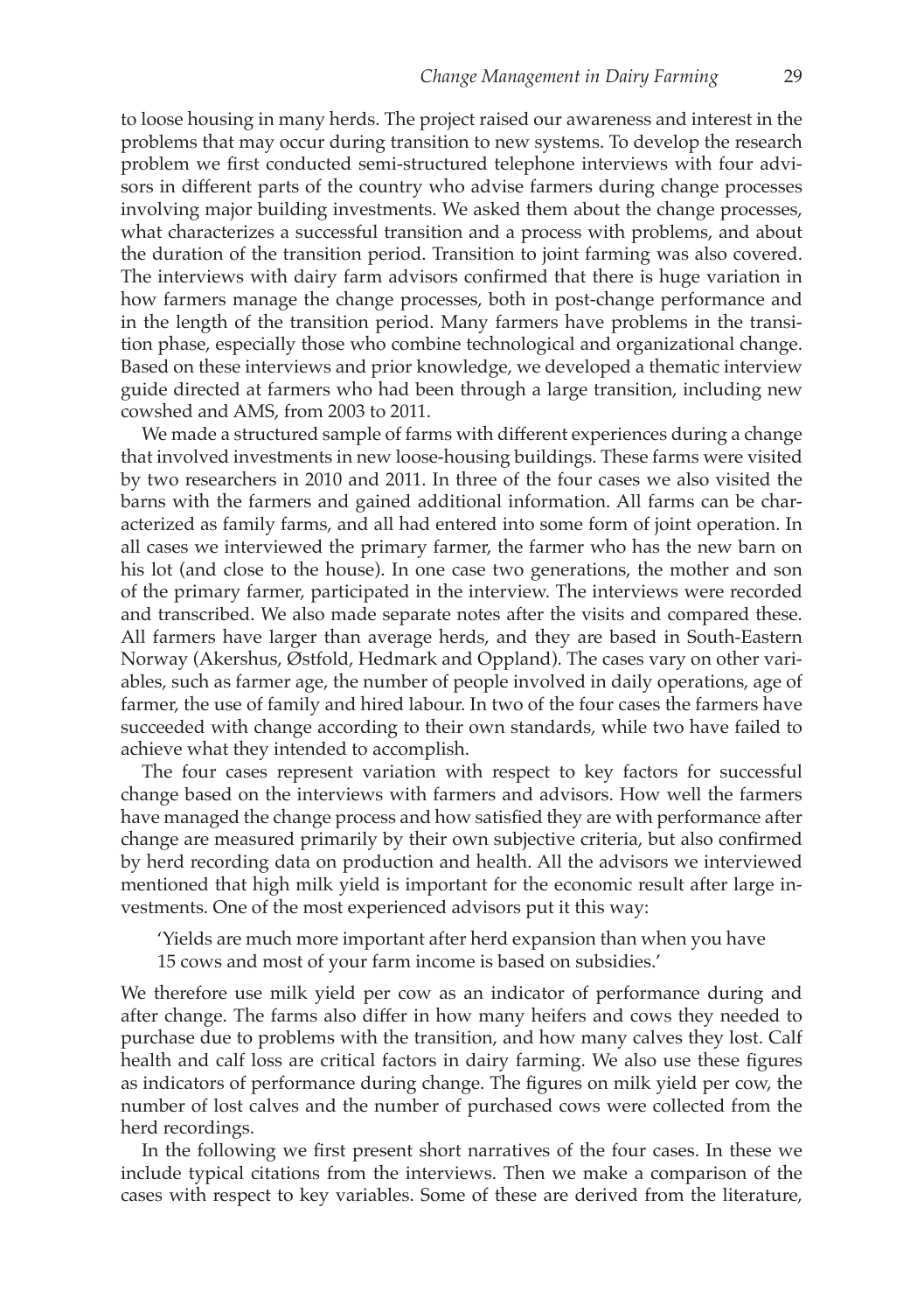to loose housing in many herds. The project raised our awareness and interest in the problems that may occur during transition to new systems. To develop the research problem we first conducted semi-structured telephone interviews with four advisors in different parts of the country who advise farmers during change processes involving major building investments. We asked them about the change processes, what characterizes a successful transition and a process with problems, and about the duration of the transition period. Transition to joint farming was also covered. The interviews with dairy farm advisors confirmed that there is huge variation in how farmers manage the change processes, both in post-change performance and in the length of the transition period. Many farmers have problems in the transition phase, especially those who combine technological and organizational change. Based on these interviews and prior knowledge, we developed a thematic interview guide directed at farmers who had been through a large transition, including new cowshed and AMS, from 2003 to 2011.

We made a structured sample of farms with different experiences during a change that involved investments in new loose-housing buildings. These farms were visited by two researchers in 2010 and 2011. In three of the four cases we also visited the barns with the farmers and gained additional information. All farms can be characterized as family farms, and all had entered into some form of joint operation. In all cases we interviewed the primary farmer, the farmer who has the new barn on his lot (and close to the house). In one case two generations, the mother and son of the primary farmer, participated in the interview. The interviews were recorded and transcribed. We also made separate notes after the visits and compared these. All farmers have larger than average herds, and they are based in South-Eastern Norway (Akershus, Østfold, Hedmark and Oppland). The cases vary on other variables, such as farmer age, the number of people involved in daily operations, age of farmer, the use of family and hired labour. In two of the four cases the farmers have succeeded with change according to their own standards, while two have failed to achieve what they intended to accomplish.

The four cases represent variation with respect to key factors for successful change based on the interviews with farmers and advisors. How well the farmers have managed the change process and how satisfied they are with performance after change are measured primarily by their own subjective criteria, but also confirmed by herd recording data on production and health. All the advisors we interviewed mentioned that high milk yield is important for the economic result after large investments. One of the most experienced advisors put it this way:

> 'Yields are much more important after herd expansion than when you have 15 cows and most of your farm income is based on subsidies.'

We therefore use milk yield per cow as an indicator of performance during and after change. The farms also differ in how many heifers and cows they needed to purchase due to problems with the transition, and how many calves they lost. Calf health and calf loss are critical factors in dairy farming. We also use these figures as indicators of performance during change. The figures on milk yield per cow, the number of lost calves and the number of purchased cows were collected from the herd recordings.

In the following we first present short narratives of the four cases. In these we include typical citations from the interviews. Then we make a comparison of the cases with respect to key variables. Some of these are derived from the literature,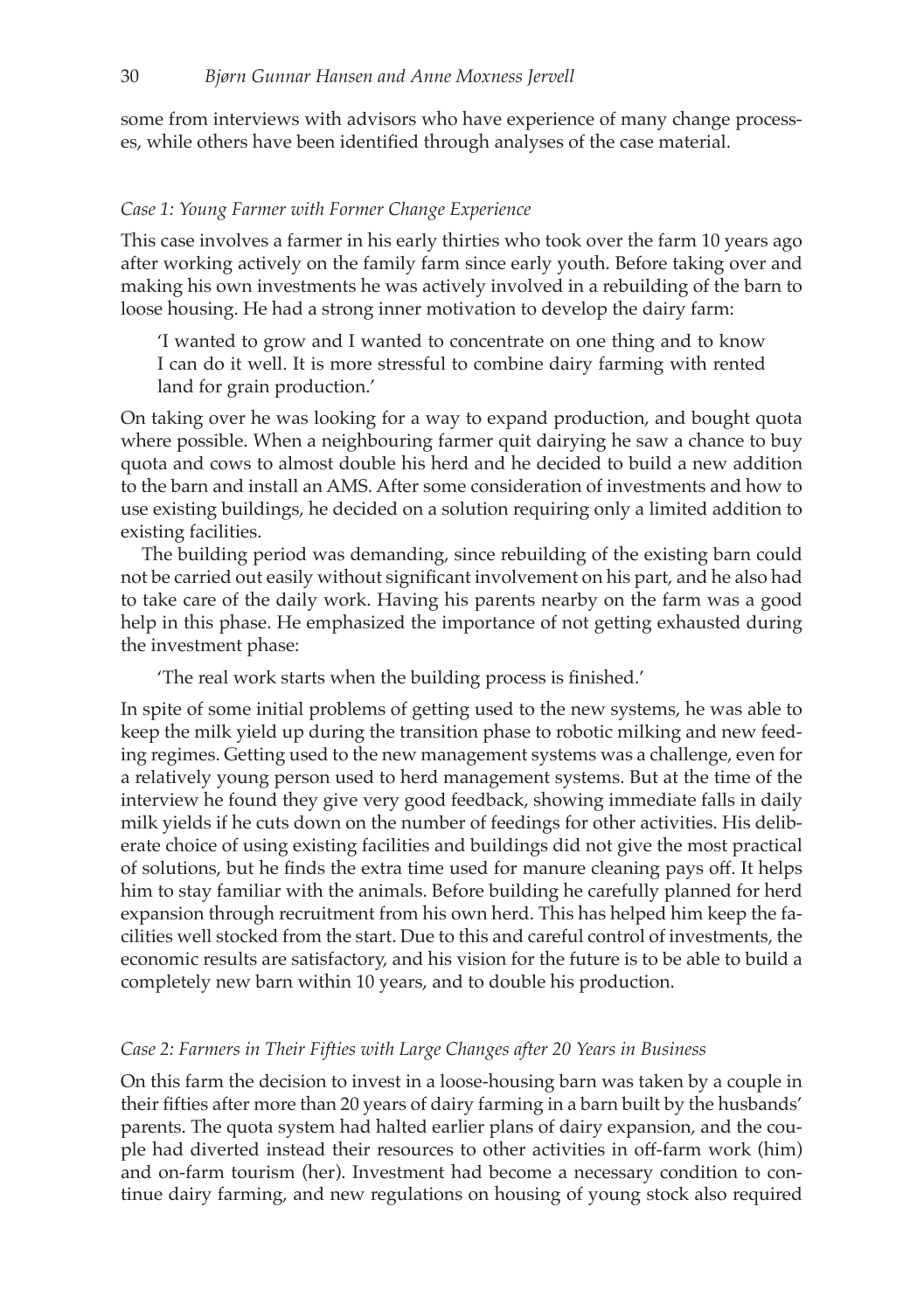some from interviews with advisors who have experience of many change processes, while others have been identified through analyses of the case material.

### *Case 1: Young Farmer with Former Change Experience*

This case involves a farmer in his early thirties who took over the farm 10 years ago after working actively on the family farm since early youth. Before taking over and making his own investments he was actively involved in a rebuilding of the barn to loose housing. He had a strong inner motivation to develop the dairy farm:

> 'I wanted to grow and I wanted to concentrate on one thing and to know I can do it well. It is more stressful to combine dairy farming with rented land for grain production.'

On taking over he was looking for a way to expand production, and bought quota where possible. When a neighbouring farmer quit dairying he saw a chance to buy quota and cows to almost double his herd and he decided to build a new addition to the barn and install an AMS. After some consideration of investments and how to use existing buildings, he decided on a solution requiring only a limited addition to existing facilities.

The building period was demanding, since rebuilding of the existing barn could not be carried out easily without significant involvement on his part, and he also had to take care of the daily work. Having his parents nearby on the farm was a good help in this phase. He emphasized the importance of not getting exhausted during the investment phase:

> 'The real work starts when the building process is finished.'

In spite of some initial problems of getting used to the new systems, he was able to keep the milk yield up during the transition phase to robotic milking and new feeding regimes. Getting used to the new management systems was a challenge, even for a relatively young person used to herd management systems. But at the time of the interview he found they give very good feedback, showing immediate falls in daily milk yields if he cuts down on the number of feedings for other activities. His deliberate choice of using existing facilities and buildings did not give the most practical of solutions, but he finds the extra time used for manure cleaning pays off. It helps him to stay familiar with the animals. Before building he carefully planned for herd expansion through recruitment from his own herd. This has helped him keep the facilities well stocked from the start. Due to this and careful control of investments, the economic results are satisfactory, and his vision for the future is to be able to build a completely new barn within 10 years, and to double his production.

### *Case 2: Farmers in Their Fifties with Large Changes after 20 Years in Business*

On this farm the decision to invest in a loose-housing barn was taken by a couple in their fifties after more than 20 years of dairy farming in a barn built by the husbands' parents. The quota system had halted earlier plans of dairy expansion, and the couple had diverted instead their resources to other activities in off-farm work (him) and on-farm tourism (her). Investment had become a necessary condition to continue dairy farming, and new regulations on housing of young stock also required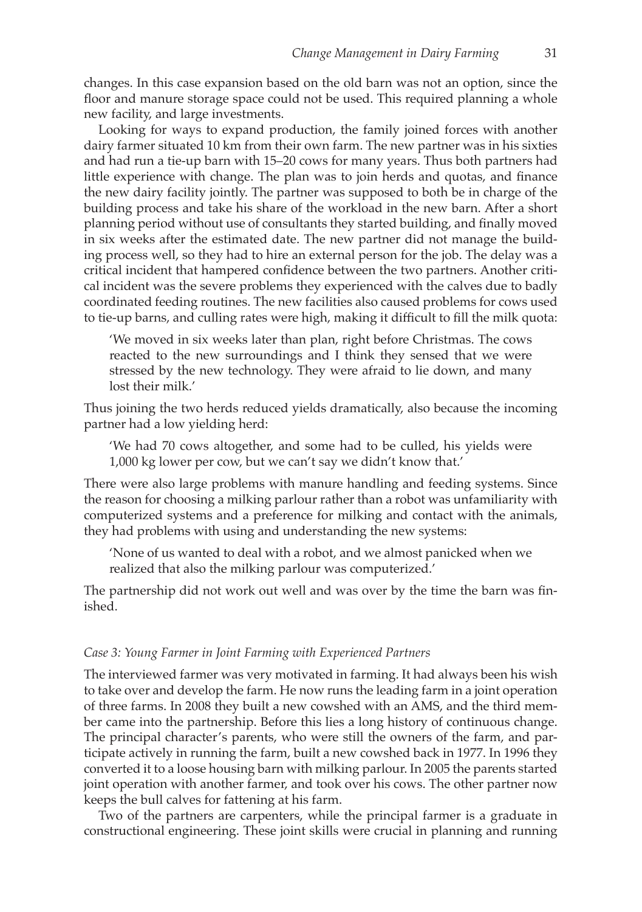changes. In this case expansion based on the old barn was not an option, since the floor and manure storage space could not be used. This required planning a whole new facility, and large investments.

Looking for ways to expand production, the family joined forces with another dairy farmer situated 10 km from their own farm. The new partner was in his sixties and had run a tie-up barn with 15–20 cows for many years. Thus both partners had little experience with change. The plan was to join herds and quotas, and finance the new dairy facility jointly. The partner was supposed to both be in charge of the building process and take his share of the workload in the new barn. After a short planning period without use of consultants they started building, and finally moved in six weeks after the estimated date. The new partner did not manage the building process well, so they had to hire an external person for the job. The delay was a critical incident that hampered confidence between the two partners. Another critical incident was the severe problems they experienced with the calves due to badly coordinated feeding routines. The new facilities also caused problems for cows used to tie-up barns, and culling rates were high, making it difficult to fill the milk quota:

> 'We moved in six weeks later than plan, right before Christmas. The cows reacted to the new surroundings and I think they sensed that we were stressed by the new technology. They were afraid to lie down, and many lost their milk.'

Thus joining the two herds reduced yields dramatically, also because the incoming partner had a low yielding herd:

> 'We had 70 cows altogether, and some had to be culled, his yields were 1,000 kg lower per cow, but we can't say we didn't know that.'

There were also large problems with manure handling and feeding systems. Since the reason for choosing a milking parlour rather than a robot was unfamiliarity with computerized systems and a preference for milking and contact with the animals, they had problems with using and understanding the new systems:

> 'None of us wanted to deal with a robot, and we almost panicked when we realized that also the milking parlour was computerized.'

The partnership did not work out well and was over by the time the barn was finished.

#### *Case 3: Young Farmer in Joint Farming with Experienced Partners*

The interviewed farmer was very motivated in farming. It had always been his wish to take over and develop the farm. He now runs the leading farm in a joint operation of three farms. In 2008 they built a new cowshed with an AMS, and the third member came into the partnership. Before this lies a long history of continuous change. The principal character's parents, who were still the owners of the farm, and participate actively in running the farm, built a new cowshed back in 1977. In 1996 they converted it to a loose housing barn with milking parlour. In 2005 the parents started joint operation with another farmer, and took over his cows. The other partner now keeps the bull calves for fattening at his farm.

Two of the partners are carpenters, while the principal farmer is a graduate in constructional engineering. These joint skills were crucial in planning and running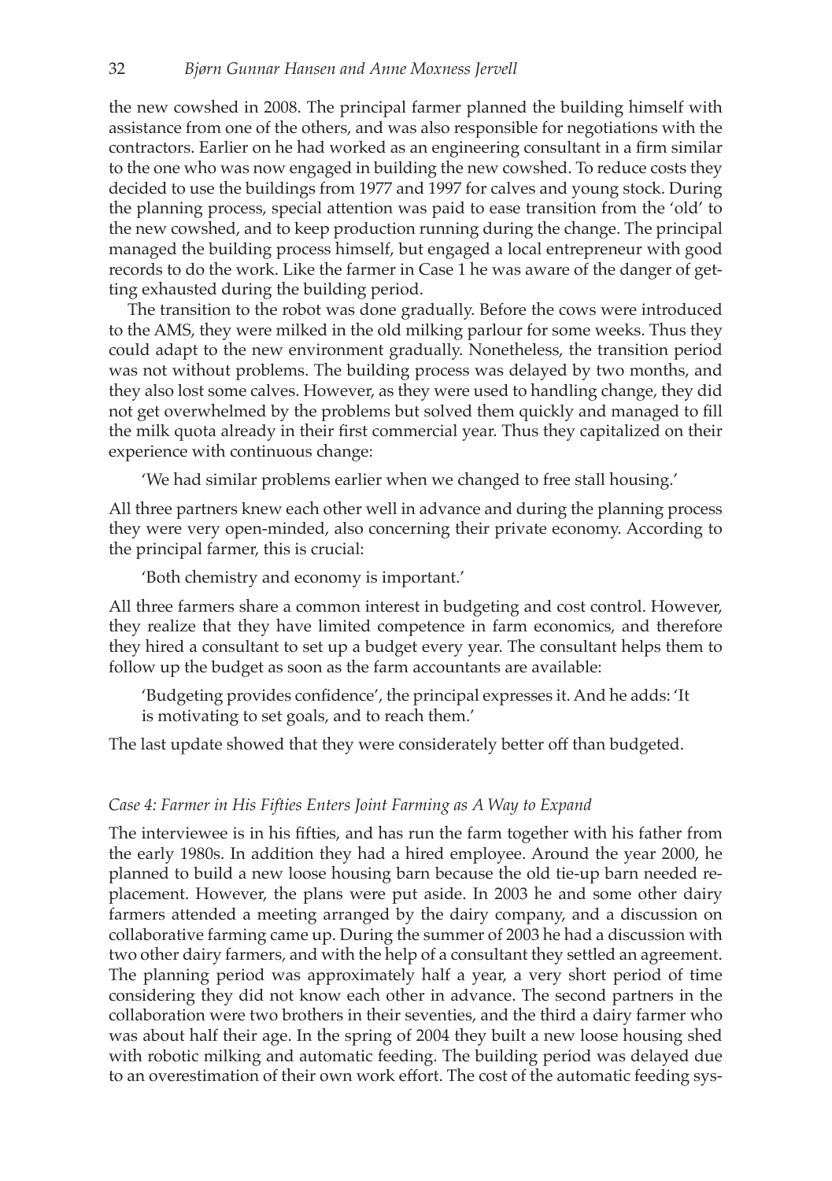the new cowshed in 2008. The principal farmer planned the building himself with assistance from one of the others, and was also responsible for negotiations with the contractors. Earlier on he had worked as an engineering consultant in a firm similar to the one who was now engaged in building the new cowshed. To reduce costs they decided to use the buildings from 1977 and 1997 for calves and young stock. During the planning process, special attention was paid to ease transition from the 'old' to the new cowshed, and to keep production running during the change. The principal managed the building process himself, but engaged a local entrepreneur with good records to do the work. Like the farmer in Case 1 he was aware of the danger of getting exhausted during the building period.

The transition to the robot was done gradually. Before the cows were introduced to the AMS, they were milked in the old milking parlour for some weeks. Thus they could adapt to the new environment gradually. Nonetheless, the transition period was not without problems. The building process was delayed by two months, and they also lost some calves. However, as they were used to handling change, they did not get overwhelmed by the problems but solved them quickly and managed to fill the milk quota already in their first commercial year. Thus they capitalized on their experience with continuous change:

> 'We had similar problems earlier when we changed to free stall housing.'

All three partners knew each other well in advance and during the planning process they were very open-minded, also concerning their private economy. According to the principal farmer, this is crucial:

> 'Both chemistry and economy is important.'

All three farmers share a common interest in budgeting and cost control. However, they realize that they have limited competence in farm economics, and therefore they hired a consultant to set up a budget every year. The consultant helps them to follow up the budget as soon as the farm accountants are available:

> 'Budgeting provides confidence', the principal expresses it. And he adds: 'It is motivating to set goals, and to reach them.'

The last update showed that they were considerately better off than budgeted.

### *Case 4: Farmer in His Fifties Enters Joint Farming as A Way to Expand*

The interviewee is in his fifties, and has run the farm together with his father from the early 1980s. In addition they had a hired employee. Around the year 2000, he planned to build a new loose housing barn because the old tie-up barn needed replacement. However, the plans were put aside. In 2003 he and some other dairy farmers attended a meeting arranged by the dairy company, and a discussion on collaborative farming came up. During the summer of 2003 he had a discussion with two other dairy farmers, and with the help of a consultant they settled an agreement. The planning period was approximately half a year, a very short period of time considering they did not know each other in advance. The second partners in the collaboration were two brothers in their seventies, and the third a dairy farmer who was about half their age. In the spring of 2004 they built a new loose housing shed with robotic milking and automatic feeding. The building period was delayed due to an overestimation of their own work effort. The cost of the automatic feeding sys-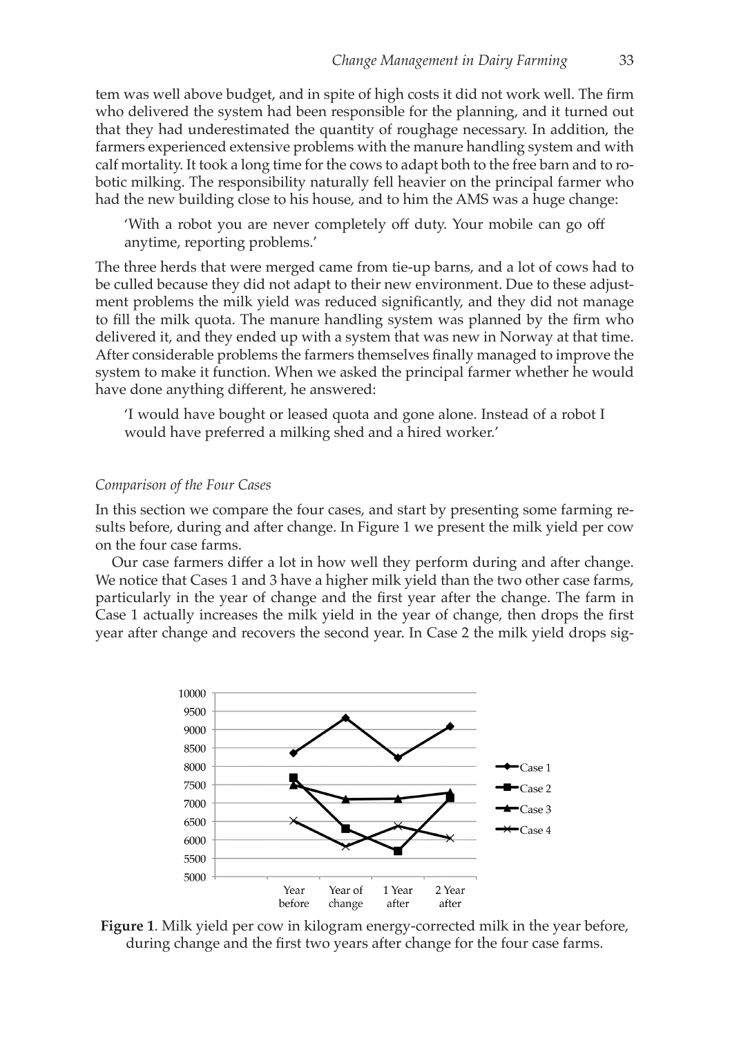tem was well above budget, and in spite of high costs it did not work well. The firm who delivered the system had been responsible for the planning, and it turned out that they had underestimated the quantity of roughage necessary. In addition, the farmers experienced extensive problems with the manure handling system and with calf mortality. It took a long time for the cows to adapt both to the free barn and to robotic milking. The responsibility naturally fell heavier on the principal farmer who had the new building close to his house, and to him the AMS was a huge change:

> 'With a robot you are never completely off duty. Your mobile can go off anytime, reporting problems.'

The three herds that were merged came from tie-up barns, and a lot of cows had to be culled because they did not adapt to their new environment. Due to these adjustment problems the milk yield was reduced significantly, and they did not manage to fill the milk quota. The manure handling system was planned by the firm who delivered it, and they ended up with a system that was new in Norway at that time. After considerable problems the farmers themselves finally managed to improve the system to make it function. When we asked the principal farmer whether he would have done anything different, he answered:

> 'I would have bought or leased quota and gone alone. Instead of a robot I would have preferred a milking shed and a hired worker.'

### *Comparison of the Four Cases*

In this section we compare the four cases, and start by presenting some farming results before, during and after change. In Figure 1 we present the milk yield per cow on the four case farms.

Our case farmers differ a lot in how well they perform during and after change. We notice that Cases 1 and 3 have a higher milk yield than the two other case farms, particularly in the year of change and the first year after the change. The farm in Case 1 actually increases the milk yield in the year of change, then drops the first year after change and recovers the second year. In Case 2 the milk yield drops sig-

**Figure 1**. Milk yield per cow in kilogram energy-corrected milk in the year before, during change and the first two years after change for the four case farms.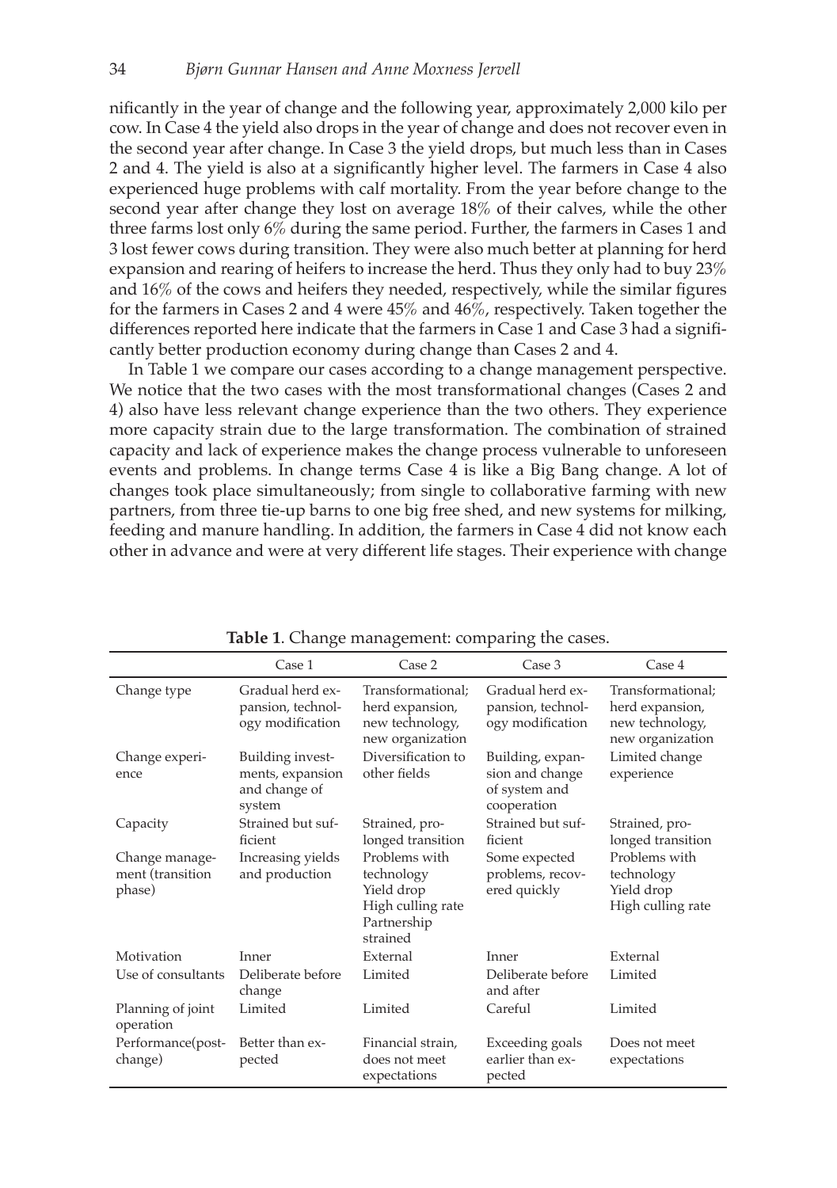nificantly in the year of change and the following year, approximately 2,000 kilo per cow. In Case 4 the yield also drops in the year of change and does not recover even in the second year after change. In Case 3 the yield drops, but much less than in Cases 2 and 4. The yield is also at a significantly higher level. The farmers in Case 4 also experienced huge problems with calf mortality. From the year before change to the second year after change they lost on average 18% of their calves, while the other three farms lost only 6% during the same period. Further, the farmers in Cases 1 and 3 lost fewer cows during transition. They were also much better at planning for herd expansion and rearing of heifers to increase the herd. Thus they only had to buy 23% and 16% of the cows and heifers they needed, respectively, while the similar figures for the farmers in Cases 2 and 4 were 45% and 46%, respectively. Taken together the differences reported here indicate that the farmers in Case 1 and Case 3 had a significantly better production economy during change than Cases 2 and 4.

In Table 1 we compare our cases according to a change management perspective. We notice that the two cases with the most transformational changes (Cases 2 and 4) also have less relevant change experience than the two others. They experience more capacity strain due to the large transformation. The combination of strained capacity and lack of experience makes the change process vulnerable to unforeseen events and problems. In change terms Case 4 is like a Big Bang change. A lot of changes took place simultaneously; from single to collaborative farming with new partners, from three tie-up barns to one big free shed, and new systems for milking, feeding and manure handling. In addition, the farmers in Case 4 did not know each other in advance and were at very different life stages. Their experience with change

**Table 1**. Change management: comparing the cases.

| | Case 1 | Case 2 | Case 3 | Case 4 |
|---|---|---|---|---|
| Change type | Gradual herd expansion, technology modification | Transformational; herd expansion, new technology, new organization | Gradual herd expansion, technology modification | Transformational; herd expansion, new technology, new organization |
| Change experience | Building investments, expansion and change of system | Diversification to other fields | Building, expansion and change of system and cooperation | Limited change experience |
| Capacity | Strained but sufficient | Strained, prolonged transition | Strained but sufficient | Strained, prolonged transition |
| Change management (transition phase) | Increasing yields and production | Problems with technology<br>Yield drop<br>High culling rate<br>Partnership strained | Some expected problems, recovered quickly | Problems with technology<br>Yield drop<br>High culling rate |
| Motivation | Inner | External | Inner | External |
| Use of consultants | Deliberate before change | Limited | Deliberate before and after | Limited |
| Planning of joint operation | Limited | Limited | Careful | Limited |
| Performance(post-change) | Better than expected | Financial strain, does not meet expectations | Exceeding goals earlier than expected | Does not meet expectations |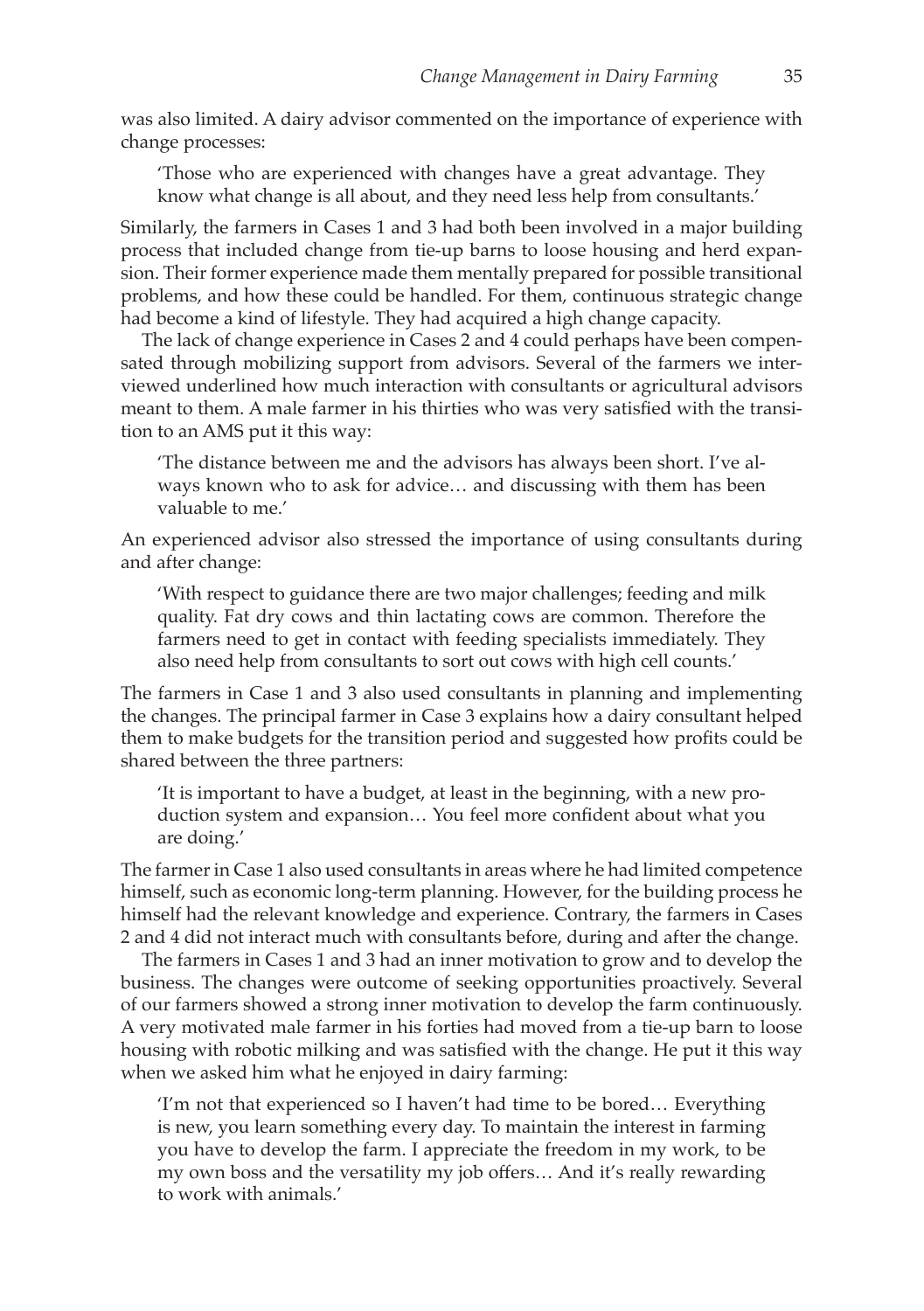was also limited. A dairy advisor commented on the importance of experience with change processes:

> 'Those who are experienced with changes have a great advantage. They know what change is all about, and they need less help from consultants.'

Similarly, the farmers in Cases 1 and 3 had both been involved in a major building process that included change from tie-up barns to loose housing and herd expansion. Their former experience made them mentally prepared for possible transitional problems, and how these could be handled. For them, continuous strategic change had become a kind of lifestyle. They had acquired a high change capacity.

The lack of change experience in Cases 2 and 4 could perhaps have been compensated through mobilizing support from advisors. Several of the farmers we interviewed underlined how much interaction with consultants or agricultural advisors meant to them. A male farmer in his thirties who was very satisfied with the transition to an AMS put it this way:

> 'The distance between me and the advisors has always been short. I've always known who to ask for advice… and discussing with them has been valuable to me.'

An experienced advisor also stressed the importance of using consultants during and after change:

> 'With respect to guidance there are two major challenges; feeding and milk quality. Fat dry cows and thin lactating cows are common. Therefore the farmers need to get in contact with feeding specialists immediately. They also need help from consultants to sort out cows with high cell counts.'

The farmers in Case 1 and 3 also used consultants in planning and implementing the changes. The principal farmer in Case 3 explains how a dairy consultant helped them to make budgets for the transition period and suggested how profits could be shared between the three partners:

> 'It is important to have a budget, at least in the beginning, with a new production system and expansion… You feel more confident about what you are doing.'

The farmer in Case 1 also used consultants in areas where he had limited competence himself, such as economic long-term planning. However, for the building process he himself had the relevant knowledge and experience. Contrary, the farmers in Cases 2 and 4 did not interact much with consultants before, during and after the change.

The farmers in Cases 1 and 3 had an inner motivation to grow and to develop the business. The changes were outcome of seeking opportunities proactively. Several of our farmers showed a strong inner motivation to develop the farm continuously. A very motivated male farmer in his forties had moved from a tie-up barn to loose housing with robotic milking and was satisfied with the change. He put it this way when we asked him what he enjoyed in dairy farming:

> 'I'm not that experienced so I haven't had time to be bored… Everything is new, you learn something every day. To maintain the interest in farming you have to develop the farm. I appreciate the freedom in my work, to be my own boss and the versatility my job offers… And it's really rewarding to work with animals.'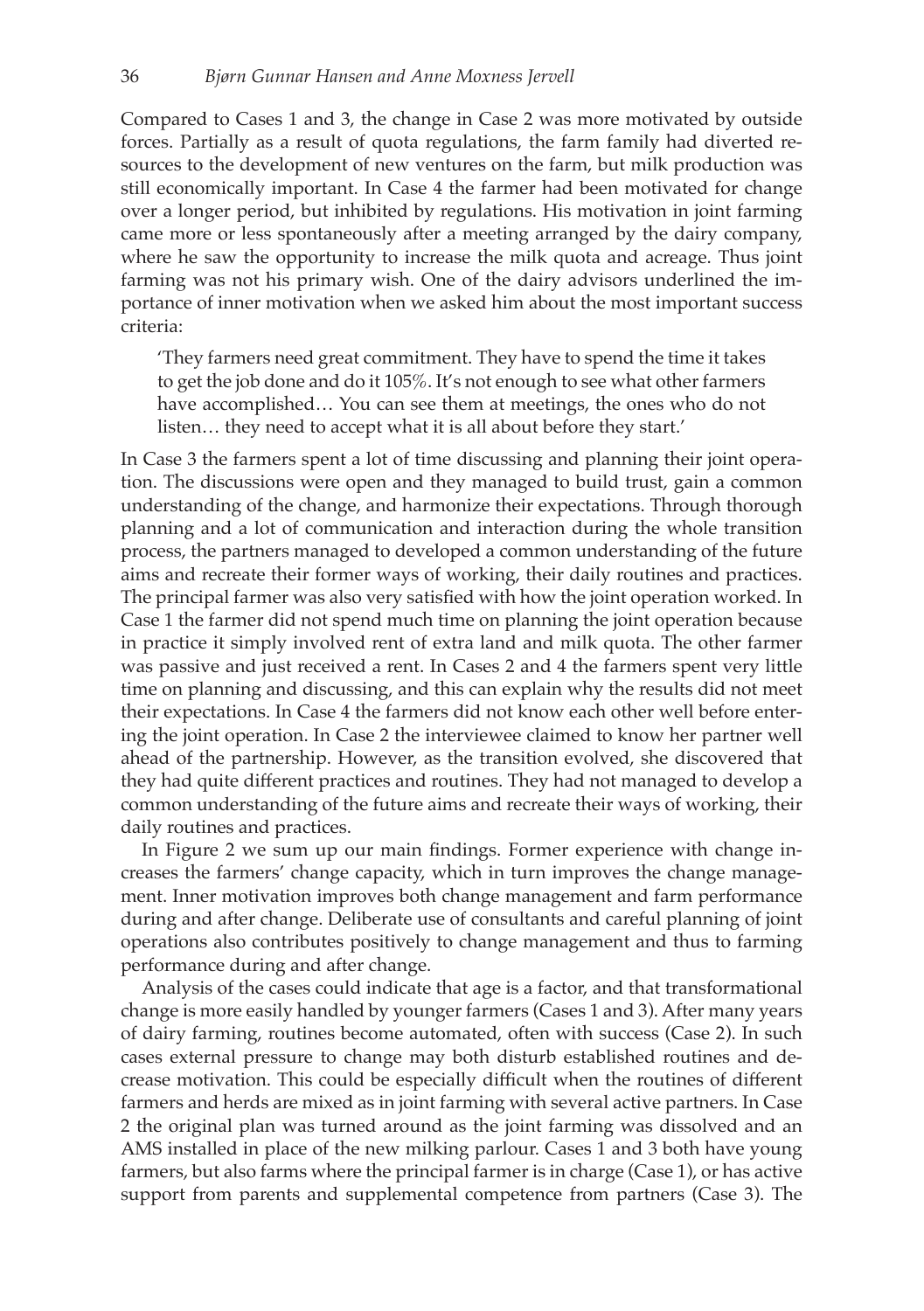Compared to Cases 1 and 3, the change in Case 2 was more motivated by outside forces. Partially as a result of quota regulations, the farm family had diverted resources to the development of new ventures on the farm, but milk production was still economically important. In Case 4 the farmer had been motivated for change over a longer period, but inhibited by regulations. His motivation in joint farming came more or less spontaneously after a meeting arranged by the dairy company, where he saw the opportunity to increase the milk quota and acreage. Thus joint farming was not his primary wish. One of the dairy advisors underlined the importance of inner motivation when we asked him about the most important success criteria:

> 'They farmers need great commitment. They have to spend the time it takes to get the job done and do it 105%. It's not enough to see what other farmers have accomplished… You can see them at meetings, the ones who do not listen… they need to accept what it is all about before they start.'

In Case 3 the farmers spent a lot of time discussing and planning their joint operation. The discussions were open and they managed to build trust, gain a common understanding of the change, and harmonize their expectations. Through thorough planning and a lot of communication and interaction during the whole transition process, the partners managed to developed a common understanding of the future aims and recreate their former ways of working, their daily routines and practices. The principal farmer was also very satisfied with how the joint operation worked. In Case 1 the farmer did not spend much time on planning the joint operation because in practice it simply involved rent of extra land and milk quota. The other farmer was passive and just received a rent. In Cases 2 and 4 the farmers spent very little time on planning and discussing, and this can explain why the results did not meet their expectations. In Case 4 the farmers did not know each other well before entering the joint operation. In Case 2 the interviewee claimed to know her partner well ahead of the partnership. However, as the transition evolved, she discovered that they had quite different practices and routines. They had not managed to develop a common understanding of the future aims and recreate their ways of working, their daily routines and practices.

In Figure 2 we sum up our main findings. Former experience with change increases the farmers' change capacity, which in turn improves the change management. Inner motivation improves both change management and farm performance during and after change. Deliberate use of consultants and careful planning of joint operations also contributes positively to change management and thus to farming performance during and after change.

Analysis of the cases could indicate that age is a factor, and that transformational change is more easily handled by younger farmers (Cases 1 and 3). After many years of dairy farming, routines become automated, often with success (Case 2). In such cases external pressure to change may both disturb established routines and decrease motivation. This could be especially difficult when the routines of different farmers and herds are mixed as in joint farming with several active partners. In Case 2 the original plan was turned around as the joint farming was dissolved and an AMS installed in place of the new milking parlour. Cases 1 and 3 both have young farmers, but also farms where the principal farmer is in charge (Case 1), or has active support from parents and supplemental competence from partners (Case 3). The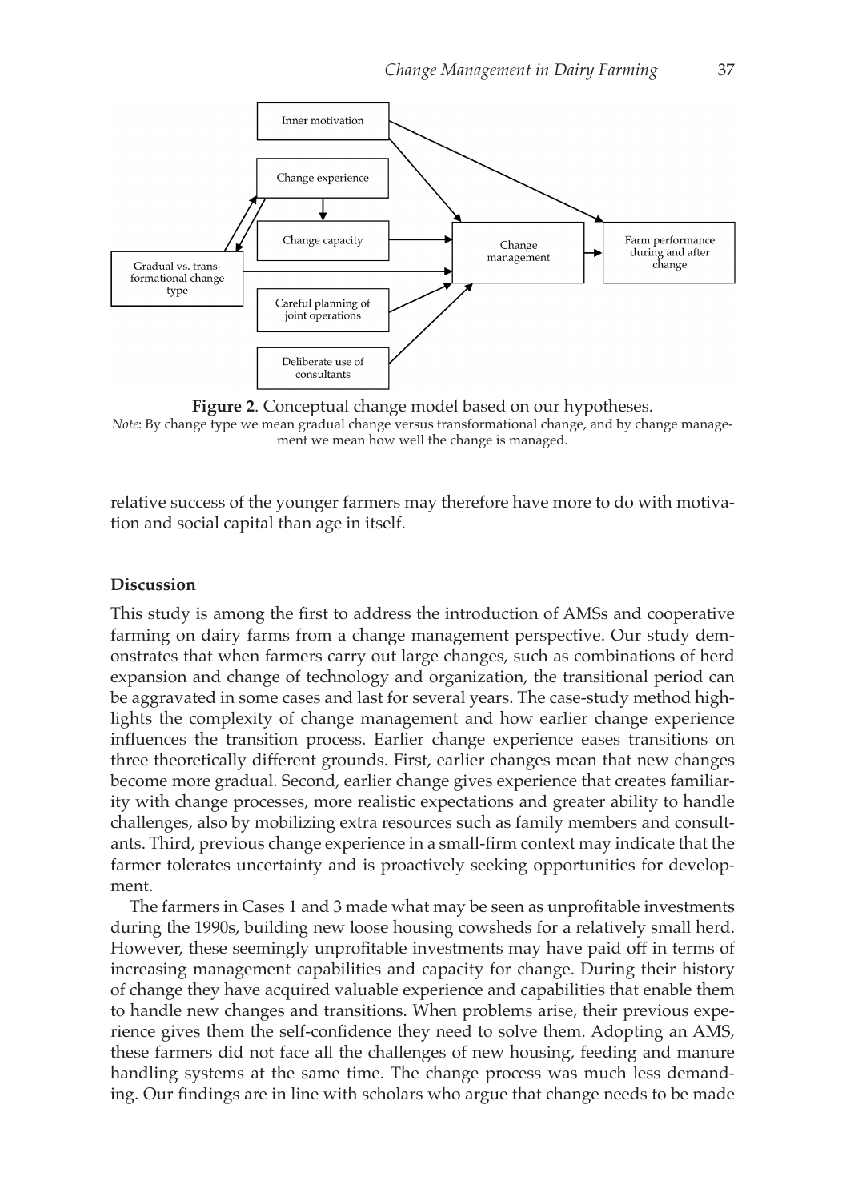Inner motivation

Change experience

Change capacity

Gradual vs. transformational change type

Careful planning of joint operations

Deliberate use of consultants

Change management

Farm performance during and after change

**Figure 2**. Conceptual change model based on our hypotheses.

*Note*: By change type we mean gradual change versus transformational change, and by change management we mean how well the change is managed.

relative success of the younger farmers may therefore have more to do with motivation and social capital than age in itself.

### Discussion

This study is among the first to address the introduction of AMSs and cooperative farming on dairy farms from a change management perspective. Our study demonstrates that when farmers carry out large changes, such as combinations of herd expansion and change of technology and organization, the transitional period can be aggravated in some cases and last for several years. The case-study method highlights the complexity of change management and how earlier change experience influences the transition process. Earlier change experience eases transitions on three theoretically different grounds. First, earlier changes mean that new changes become more gradual. Second, earlier change gives experience that creates familiarity with change processes, more realistic expectations and greater ability to handle challenges, also by mobilizing extra resources such as family members and consultants. Third, previous change experience in a small-firm context may indicate that the farmer tolerates uncertainty and is proactively seeking opportunities for development.

The farmers in Cases 1 and 3 made what may be seen as unprofitable investments during the 1990s, building new loose housing cowsheds for a relatively small herd. However, these seemingly unprofitable investments may have paid off in terms of increasing management capabilities and capacity for change. During their history of change they have acquired valuable experience and capabilities that enable them to handle new changes and transitions. When problems arise, their previous experience gives them the self-confidence they need to solve them. Adopting an AMS, these farmers did not face all the challenges of new housing, feeding and manure handling systems at the same time. The change process was much less demanding. Our findings are in line with scholars who argue that change needs to be made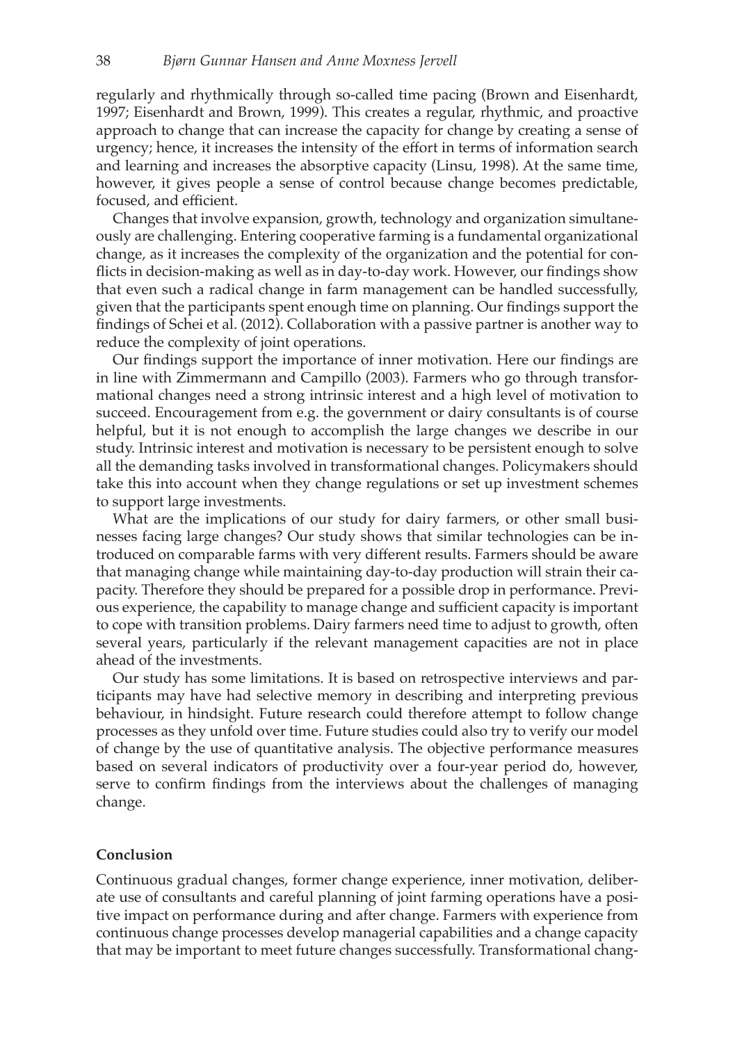regularly and rhythmically through so-called time pacing (Brown and Eisenhardt, 1997; Eisenhardt and Brown, 1999). This creates a regular, rhythmic, and proactive approach to change that can increase the capacity for change by creating a sense of urgency; hence, it increases the intensity of the effort in terms of information search and learning and increases the absorptive capacity (Linsu, 1998). At the same time, however, it gives people a sense of control because change becomes predictable, focused, and efficient.

Changes that involve expansion, growth, technology and organization simultaneously are challenging. Entering cooperative farming is a fundamental organizational change, as it increases the complexity of the organization and the potential for conflicts in decision-making as well as in day-to-day work. However, our findings show that even such a radical change in farm management can be handled successfully, given that the participants spent enough time on planning. Our findings support the findings of Schei et al. (2012). Collaboration with a passive partner is another way to reduce the complexity of joint operations.

Our findings support the importance of inner motivation. Here our findings are in line with Zimmermann and Campillo (2003). Farmers who go through transformational changes need a strong intrinsic interest and a high level of motivation to succeed. Encouragement from e.g. the government or dairy consultants is of course helpful, but it is not enough to accomplish the large changes we describe in our study. Intrinsic interest and motivation is necessary to be persistent enough to solve all the demanding tasks involved in transformational changes. Policymakers should take this into account when they change regulations or set up investment schemes to support large investments.

What are the implications of our study for dairy farmers, or other small businesses facing large changes? Our study shows that similar technologies can be introduced on comparable farms with very different results. Farmers should be aware that managing change while maintaining day-to-day production will strain their capacity. Therefore they should be prepared for a possible drop in performance. Previous experience, the capability to manage change and sufficient capacity is important to cope with transition problems. Dairy farmers need time to adjust to growth, often several years, particularly if the relevant management capacities are not in place ahead of the investments.

Our study has some limitations. It is based on retrospective interviews and participants may have had selective memory in describing and interpreting previous behaviour, in hindsight. Future research could therefore attempt to follow change processes as they unfold over time. Future studies could also try to verify our model of change by the use of quantitative analysis. The objective performance measures based on several indicators of productivity over a four-year period do, however, serve to confirm findings from the interviews about the challenges of managing change.

## Conclusion

Continuous gradual changes, former change experience, inner motivation, deliberate use of consultants and careful planning of joint farming operations have a positive impact on performance during and after change. Farmers with experience from continuous change processes develop managerial capabilities and a change capacity that may be important to meet future changes successfully. Transformational chang-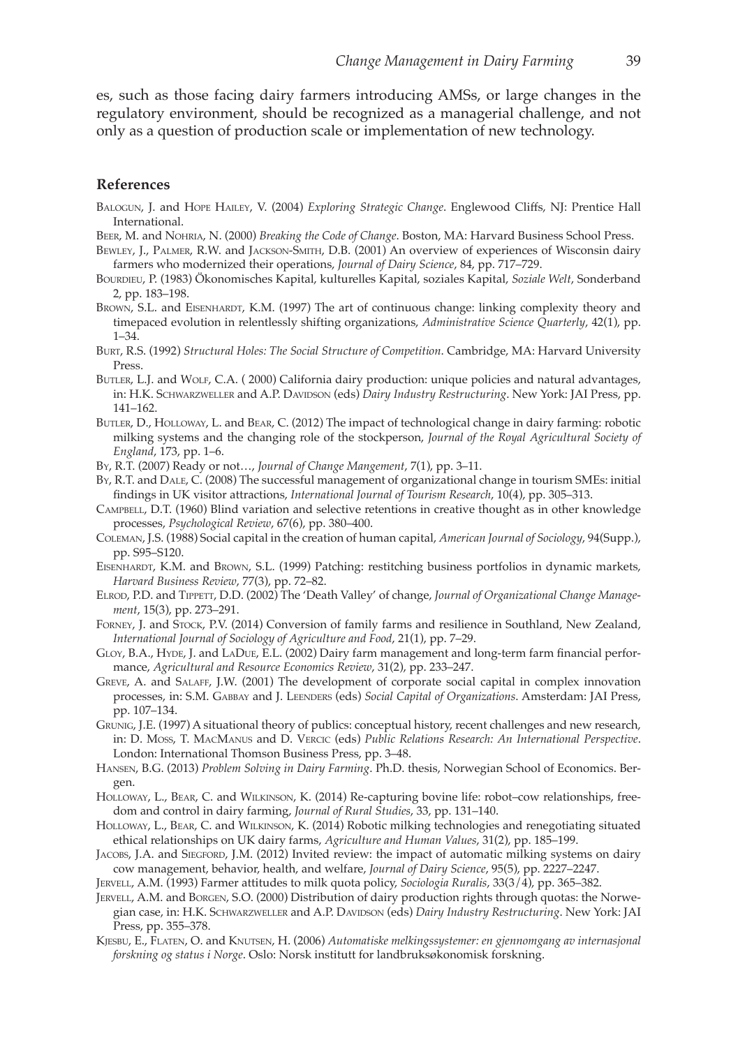es, such as those facing dairy farmers introducing AMSs, or large changes in the regulatory environment, should be recognized as a managerial challenge, and not only as a question of production scale or implementation of new technology.

## References

Balogun, J. and Hope Hailey, V. (2004) *Exploring Strategic Change*. Englewood Cliffs, NJ: Prentice Hall International.

Beer, M. and Nohria, N. (2000) *Breaking the Code of Change*. Boston, MA: Harvard Business School Press.

Bewley, J., Palmer, R.W. and Jackson-Smith, D.B. (2001) An overview of experiences of Wisconsin dairy farmers who modernized their operations, *Journal of Dairy Science*, 84, pp. 717–729.

Bourdieu, P. (1983) Ökonomisches Kapital, kulturelles Kapital, soziales Kapital, *Soziale Welt*, Sonderband 2, pp. 183–198.

Brown, S.L. and Eisenhardt, K.M. (1997) The art of continuous change: linking complexity theory and timepaced evolution in relentlessly shifting organizations, *Administrative Science Quarterly*, 42(1), pp. 1–34.

Burt, R.S. (1992) *Structural Holes: The Social Structure of Competition*. Cambridge, MA: Harvard University Press.

Butler, L.J. and Wolf, C.A. ( 2000) California dairy production: unique policies and natural advantages, in: H.K. Schwarzweller and A.P. Davidson (eds) *Dairy Industry Restructuring*. New York: JAI Press, pp. 141–162.

Butler, D., Holloway, L. and Bear, C. (2012) The impact of technological change in dairy farming: robotic milking systems and the changing role of the stockperson, *Journal of the Royal Agricultural Society of England*, 173, pp. 1–6.

By, R.T. (2007) Ready or not…, *Journal of Change Mangement*, 7(1), pp. 3–11.

By, R.T. and Dale, C. (2008) The successful management of organizational change in tourism SMEs: initial findings in UK visitor attractions, *International Journal of Tourism Research*, 10(4), pp. 305–313.

Campbell, D.T. (1960) Blind variation and selective retentions in creative thought as in other knowledge processes, *Psychological Review*, 67(6), pp. 380–400.

Coleman, J.S. (1988) Social capital in the creation of human capital, *American Journal of Sociology*, 94(Supp.), pp. S95–S120.

Eisenhardt, K.M. and Brown, S.L. (1999) Patching: restitching business portfolios in dynamic markets, *Harvard Business Review*, 77(3), pp. 72–82.

Elrod, P.D. and Tippett, D.D. (2002) The 'Death Valley' of change, *Journal of Organizational Change Management*, 15(3), pp. 273–291.

Forney, J. and Stock, P.V. (2014) Conversion of family farms and resilience in Southland, New Zealand, *International Journal of Sociology of Agriculture and Food*, 21(1), pp. 7–29.

Gloy, B.A., Hyde, J. and LaDue, E.L. (2002) Dairy farm management and long-term farm financial performance, *Agricultural and Resource Economics Review*, 31(2), pp. 233–247.

Greve, A. and Salaff, J.W. (2001) The development of corporate social capital in complex innovation processes, in: S.M. Gabbay and J. Leenders (eds) *Social Capital of Organizations*. Amsterdam: JAI Press, pp. 107–134.

Grunig, J.E. (1997) A situational theory of publics: conceptual history, recent challenges and new research, in: D. Moss, T. MacManus and D. Vercic (eds) *Public Relations Research: An International Perspective*. London: International Thomson Business Press, pp. 3–48.

Hansen, B.G. (2013) *Problem Solving in Dairy Farming*. Ph.D. thesis, Norwegian School of Economics. Bergen.

Holloway, L., Bear, C. and Wilkinson, K. (2014) Re-capturing bovine life: robot–cow relationships, freedom and control in dairy farming, *Journal of Rural Studies*, 33, pp. 131–140.

Holloway, L., Bear, C. and Wilkinson, K. (2014) Robotic milking technologies and renegotiating situated ethical relationships on UK dairy farms, *Agriculture and Human Values*, 31(2), pp. 185–199.

Jacobs, J.A. and Siegford, J.M. (2012) Invited review: the impact of automatic milking systems on dairy cow management, behavior, health, and welfare, *Journal of Dairy Science*, 95(5), pp. 2227–2247.

Jervell, A.M. (1993) Farmer attitudes to milk quota policy, *Sociologia Ruralis*, 33(3/4), pp. 365–382.

Jervell, A.M. and Borgen, S.O. (2000) Distribution of dairy production rights through quotas: the Norwegian case, in: H.K. Schwarzweller and A.P. Davidson (eds) *Dairy Industry Restructuring*. New York: JAI Press, pp. 355–378.

Kjesbu, E., Flaten, O. and Knutsen, H. (2006) *Automatiske melkingssystemer: en gjennomgang av internasjonal forskning og status i Norge*. Oslo: Norsk institutt for landbruksøkonomisk forskning.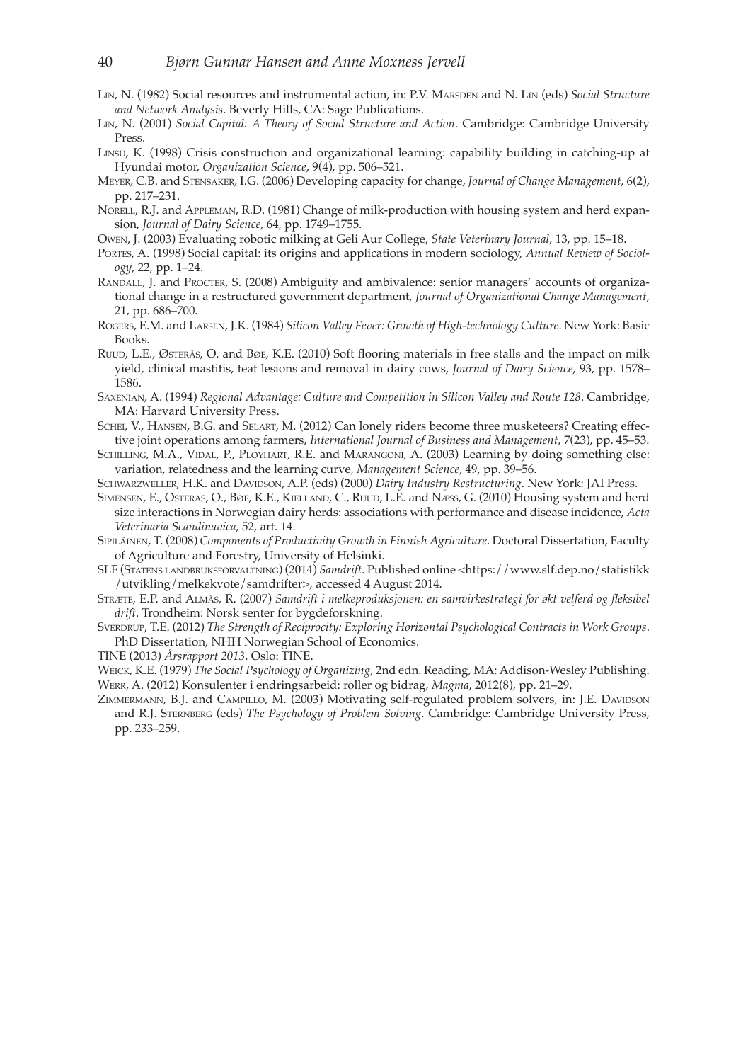Lin, N. (1982) Social resources and instrumental action, in: P.V. Marsden and N. Lin (eds) *Social Structure and Network Analysis*. Beverly Hills, CA: Sage Publications.

Lin, N. (2001) *Social Capital: A Theory of Social Structure and Action*. Cambridge: Cambridge University Press.

Linsu, K. (1998) Crisis construction and organizational learning: capability building in catching-up at Hyundai motor, *Organization Science*, 9(4), pp. 506–521.

Meyer, C.B. and Stensaker, I.G. (2006) Developing capacity for change, *Journal of Change Management*, 6(2), pp. 217–231.

Norell, R.J. and Appleman, R.D. (1981) Change of milk-production with housing system and herd expansion, *Journal of Dairy Science*, 64, pp. 1749–1755.

Owen, J. (2003) Evaluating robotic milking at Geli Aur College, *State Veterinary Journal*, 13, pp. 15–18.

Portes, A. (1998) Social capital: its origins and applications in modern sociology, *Annual Review of Sociology*, 22, pp. 1–24.

Randall, J. and Procter, S. (2008) Ambiguity and ambivalence: senior managers' accounts of organizational change in a restructured government department, *Journal of Organizational Change Management*, 21, pp. 686–700.

Rogers, E.M. and Larsen, J.K. (1984) *Silicon Valley Fever: Growth of High-technology Culture*. New York: Basic Books.

Ruud, L.E., Østerås, O. and Bøe, K.E. (2010) Soft flooring materials in free stalls and the impact on milk yield, clinical mastitis, teat lesions and removal in dairy cows, *Journal of Dairy Science*, 93, pp. 1578–1586.

Saxenian, A. (1994) *Regional Advantage: Culture and Competition in Silicon Valley and Route 128*. Cambridge, MA: Harvard University Press.

Schei, V., Hansen, B.G. and Selart, M. (2012) Can lonely riders become three musketeers? Creating effective joint operations among farmers, *International Journal of Business and Management*, 7(23), pp. 45–53.

Schilling, M.A., Vidal, P., Ployhart, R.E. and Marangoni, A. (2003) Learning by doing something else: variation, relatedness and the learning curve, *Management Science*, 49, pp. 39–56.

Schwarzweller, H.K. and Davidson, A.P. (eds) (2000) *Dairy Industry Restructuring*. New York: JAI Press.

Simensen, E., Osteras, O., Bøe, K.E., Kielland, C., Ruud, L.E. and Næss, G. (2010) Housing system and herd size interactions in Norwegian dairy herds: associations with performance and disease incidence, *Acta Veterinaria Scandinavica*, 52, art. 14.

Sipiläinen, T. (2008) *Components of Productivity Growth in Finnish Agriculture*. Doctoral Dissertation, Faculty of Agriculture and Forestry, University of Helsinki.

SLF (Statens landbruksforvaltning) (2014) *Samdrift*. Published online <https://www.slf.dep.no/statistikk/utvikling/melkekvote/samdrifter>, accessed 4 August 2014.

Stræte, E.P. and Almås, R. (2007) *Samdrift i melkeproduksjonen: en samvirkestrategi for økt velferd og fleksibel drift*. Trondheim: Norsk senter for bygdeforskning.

Sverdrup, T.E. (2012) *The Strength of Reciprocity: Exploring Horizontal Psychological Contracts in Work Groups*. PhD Dissertation, NHH Norwegian School of Economics.

TINE (2013) *Årsrapport 2013*. Oslo: TINE.

Weick, K.E. (1979) *The Social Psychology of Organizing*, 2nd edn. Reading, MA: Addison-Wesley Publishing.

Werr, A. (2012) Konsulenter i endringsarbeid: roller og bidrag, *Magma*, 2012(8), pp. 21–29.

Zimmermann, B.J. and Campillo, M. (2003) Motivating self-regulated problem solvers, in: J.E. Davidson and R.J. Sternberg (eds) *The Psychology of Problem Solving*. Cambridge: Cambridge University Press, pp. 233–259.